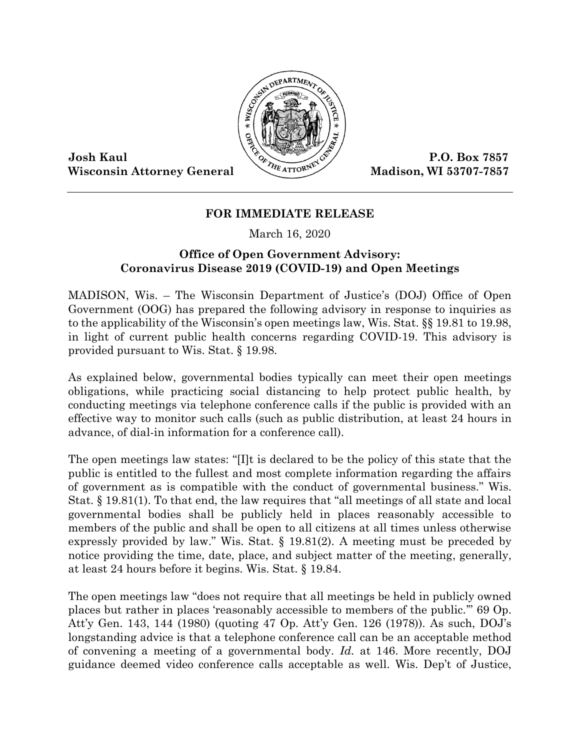**Josh Kaul**
**Wisconsin Attorney General**

**P.O. Box 7857**
**Madison, WI 53707-7857**

---

**FOR IMMEDIATE RELEASE**

March 16, 2020

## Office of Open Government Advisory: Coronavirus Disease 2019 (COVID-19) and Open Meetings

MADISON, Wis. – The Wisconsin Department of Justice's (DOJ) Office of Open Government (OOG) has prepared the following advisory in response to inquiries as to the applicability of the Wisconsin's open meetings law, Wis. Stat. §§ 19.81 to 19.98, in light of current public health concerns regarding COVID-19. This advisory is provided pursuant to Wis. Stat. § 19.98.

As explained below, governmental bodies typically can meet their open meetings obligations, while practicing social distancing to help protect public health, by conducting meetings via telephone conference calls if the public is provided with an effective way to monitor such calls (such as public distribution, at least 24 hours in advance, of dial-in information for a conference call).

The open meetings law states: "[I]t is declared to be the policy of this state that the public is entitled to the fullest and most complete information regarding the affairs of government as is compatible with the conduct of governmental business." Wis. Stat. § 19.81(1). To that end, the law requires that "all meetings of all state and local governmental bodies shall be publicly held in places reasonably accessible to members of the public and shall be open to all citizens at all times unless otherwise expressly provided by law." Wis. Stat. § 19.81(2). A meeting must be preceded by notice providing the time, date, place, and subject matter of the meeting, generally, at least 24 hours before it begins. Wis. Stat. § 19.84.

The open meetings law "does not require that all meetings be held in publicly owned places but rather in places 'reasonably accessible to members of the public.'" 69 Op. Att'y Gen. 143, 144 (1980) (quoting 47 Op. Att'y Gen. 126 (1978)). As such, DOJ's longstanding advice is that a telephone conference call can be an acceptable method of convening a meeting of a governmental body. *Id.* at 146. More recently, DOJ guidance deemed video conference calls acceptable as well. Wis. Dep't of Justice,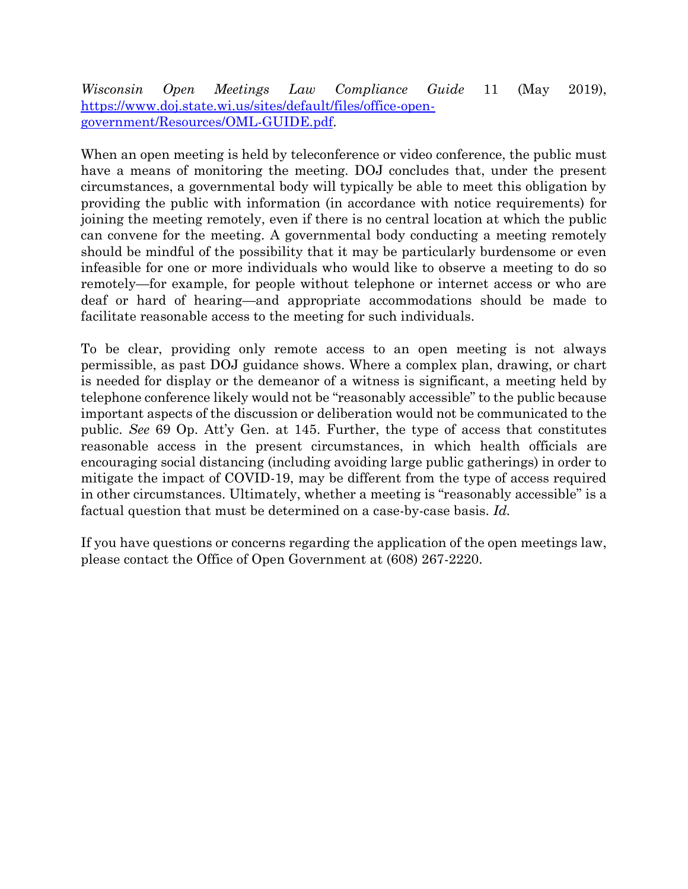*Wisconsin Open Meetings Law Compliance Guide* 11 (May 2019), [https://www.doj.state.wi.us/sites/default/files/office-open-government/Resources/OML-GUIDE.pdf](https://www.doj.state.wi.us/sites/default/files/office-open-government/Resources/OML-GUIDE.pdf).

When an open meeting is held by teleconference or video conference, the public must have a means of monitoring the meeting. DOJ concludes that, under the present circumstances, a governmental body will typically be able to meet this obligation by providing the public with information (in accordance with notice requirements) for joining the meeting remotely, even if there is no central location at which the public can convene for the meeting. A governmental body conducting a meeting remotely should be mindful of the possibility that it may be particularly burdensome or even infeasible for one or more individuals who would like to observe a meeting to do so remotely—for example, for people without telephone or internet access or who are deaf or hard of hearing—and appropriate accommodations should be made to facilitate reasonable access to the meeting for such individuals.

To be clear, providing only remote access to an open meeting is not always permissible, as past DOJ guidance shows. Where a complex plan, drawing, or chart is needed for display or the demeanor of a witness is significant, a meeting held by telephone conference likely would not be "reasonably accessible" to the public because important aspects of the discussion or deliberation would not be communicated to the public. *See* 69 Op. Att'y Gen. at 145. Further, the type of access that constitutes reasonable access in the present circumstances, in which health officials are encouraging social distancing (including avoiding large public gatherings) in order to mitigate the impact of COVID-19, may be different from the type of access required in other circumstances. Ultimately, whether a meeting is "reasonably accessible" is a factual question that must be determined on a case-by-case basis. *Id.*

If you have questions or concerns regarding the application of the open meetings law, please contact the Office of Open Government at (608) 267-2220.